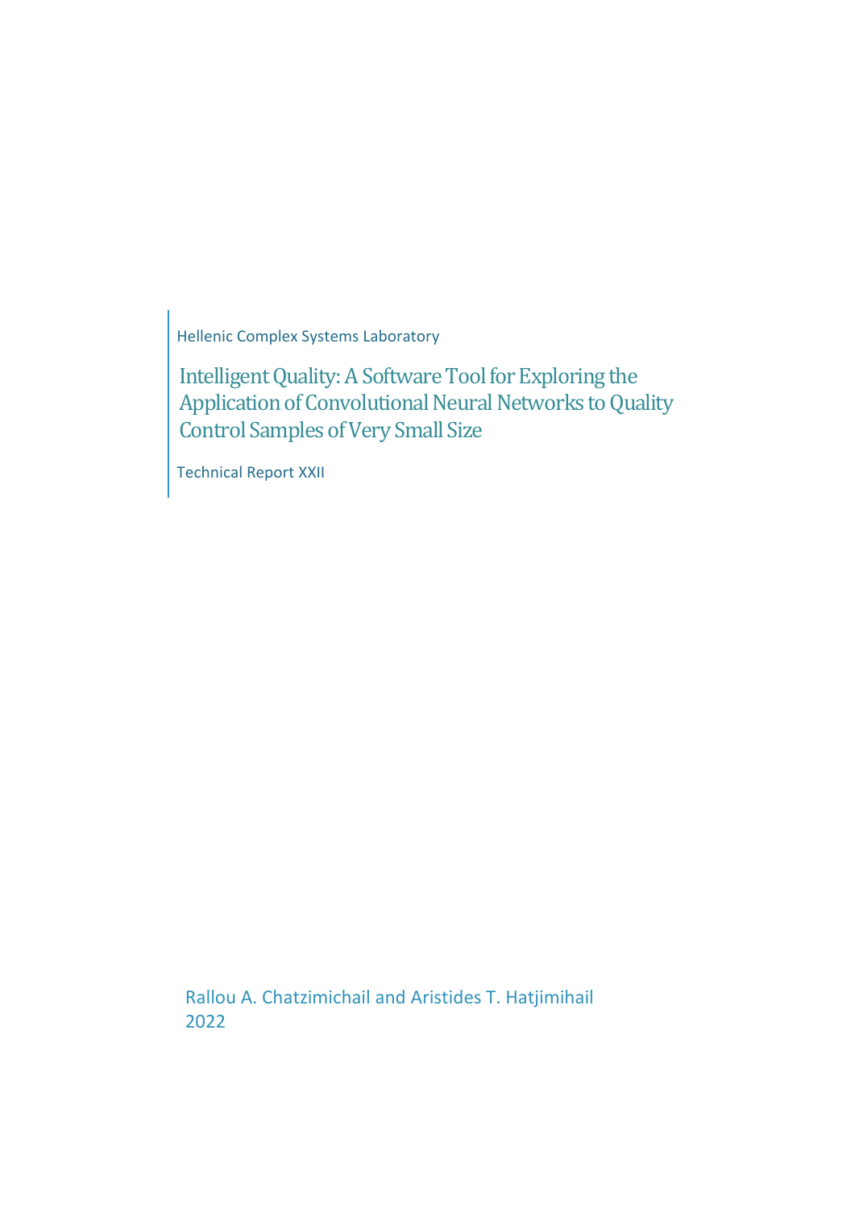Hellenic Complex Systems Laboratory

# Intelligent Quality: A Software Tool for Exploring the Application of Convolutional Neural Networks to Quality Control Samples of Very Small Size

Technical Report XXII

Rallou A. Chatzimichail and Aristides T. Hatjimihail
2022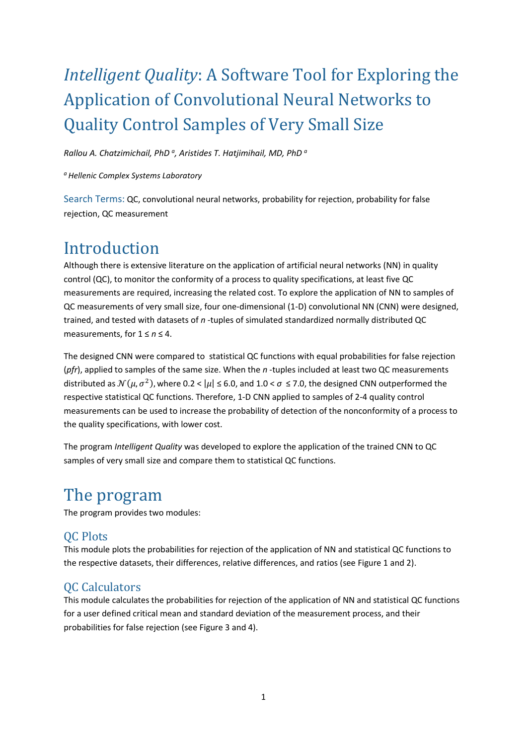# *Intelligent Quality*: A Software Tool for Exploring the Application of Convolutional Neural Networks to Quality Control Samples of Very Small Size

*Rallou A. Chatzimichail, PhD [a], Aristides T. Hatjimihail, MD, PhD [a]*

*[a] Hellenic Complex Systems Laboratory*

Search Terms: QC, convolutional neural networks, probability for rejection, probability for false rejection, QC measurement

# Introduction

Although there is extensive literature on the application of artificial neural networks (NN) in quality control (QC), to monitor the conformity of a process to quality specifications, at least five QC measurements are required, increasing the related cost. To explore the application of NN to samples of QC measurements of very small size, four one-dimensional (1-D) convolutional NN (CNN) were designed, trained, and tested with datasets of *n* -tuples of simulated standardized normally distributed QC measurements, for $1 \leq n \leq 4$.

The designed CNN were compared to statistical QC functions with equal probabilities for false rejection (*pfr*), applied to samples of the same size. When the *n* -tuples included at least two QC measurements distributed as $\mathcal{N}(\mu, \sigma^2)$, where $0.2 < |\mu| \leq 6.0$, and $1.0 < \sigma \leq 7.0$, the designed CNN outperformed the respective statistical QC functions. Therefore, 1-D CNN applied to samples of 2-4 quality control measurements can be used to increase the probability of detection of the nonconformity of a process to the quality specifications, with lower cost.

The program *Intelligent Quality* was developed to explore the application of the trained CNN to QC samples of very small size and compare them to statistical QC functions.

# The program

The program provides two modules:

## QC Plots

This module plots the probabilities for rejection of the application of NN and statistical QC functions to the respective datasets, their differences, relative differences, and ratios (see Figure 1 and 2).

## QC Calculators

This module calculates the probabilities for rejection of the application of NN and statistical QC functions for a user defined critical mean and standard deviation of the measurement process, and their probabilities for false rejection (see Figure 3 and 4).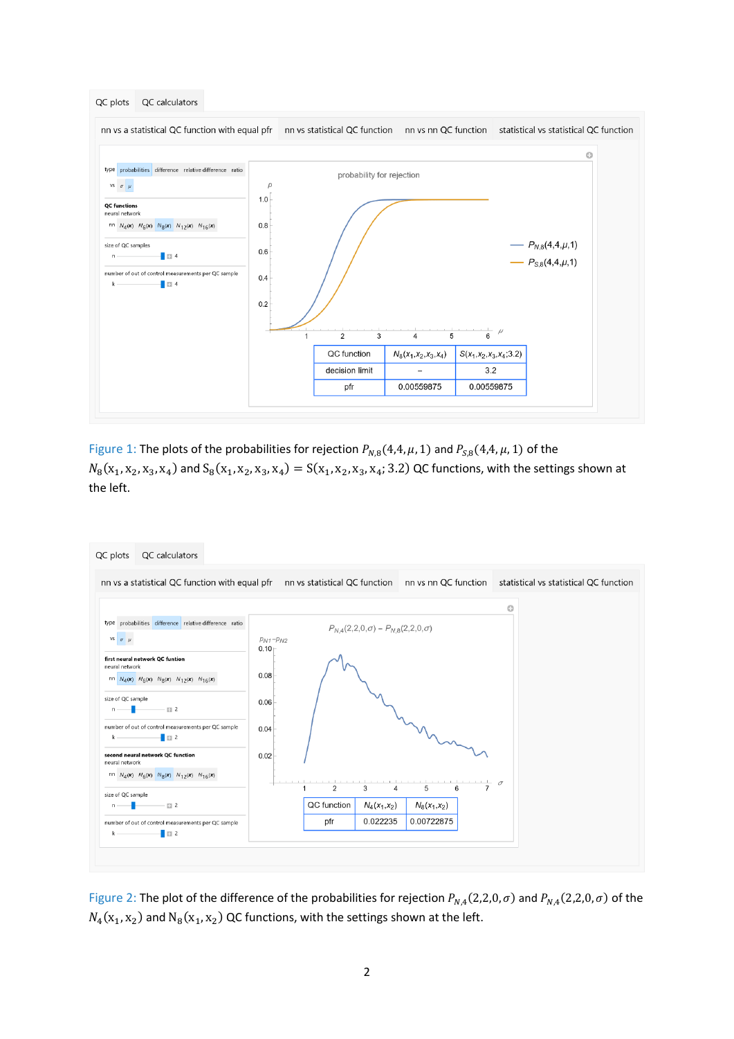Figure 1: The plots of the probabilities for rejection $P_{N,8}(4,4,\mu,1)$ and $P_{S,8}(4,4,\mu,1)$ of the $N_8(x_1,x_2,x_3,x_4)$ and $S_8(x_1,x_2,x_3,x_4) = S(x_1,x_2,x_3,x_4;3.2)$ QC functions, with the settings shown at the left.

Figure 2: The plot of the difference of the probabilities for rejection $P_{N,4}(2,2,0,\sigma)$ and $P_{N,4}(2,2,0,\sigma)$ of the $N_4(x_1,x_2)$ and $N_8(x_1,x_2)$ QC functions, with the settings shown at the left.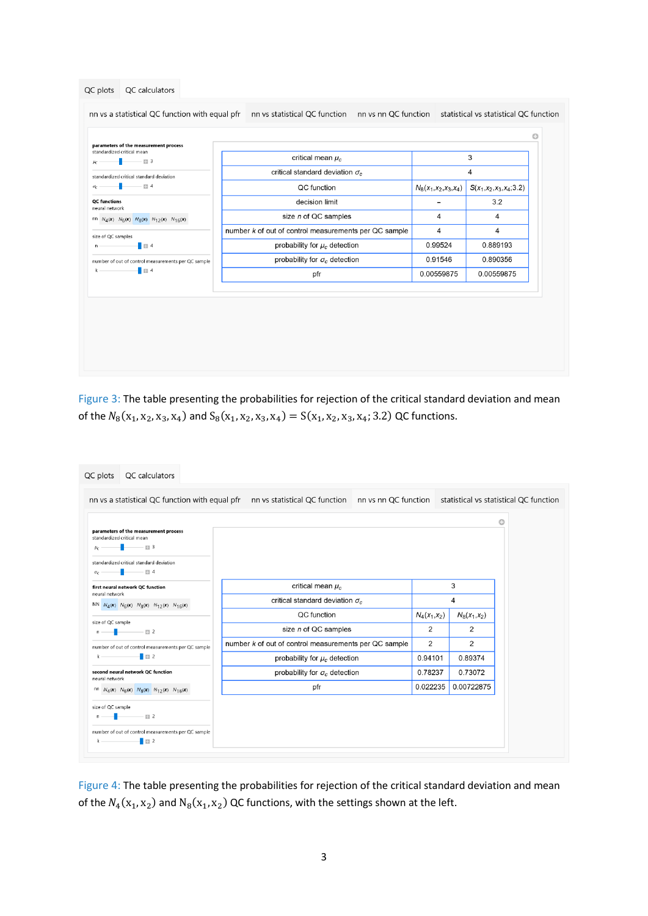| critical mean $\mu_c$ | 3 | |
|---|---|---|
| critical standard deviation $\sigma_c$ | 4 | |
| QC function | $N_8(x_1,x_2,x_3,x_4)$ | $S(x_1,x_2,x_3,x_4;3.2)$ |
| decision limit | – | 3.2 |
| size $n$ of QC samples | 4 | 4 |
| number $k$ of out of control measurements per QC sample | 4 | 4 |
| probability for $\mu_c$ detection | 0.99524 | 0.889193 |
| probability for $\sigma_c$ detection | 0.91546 | 0.890356 |
| pfr | 0.00559875 | 0.00559875 |

Figure 3: The table presenting the probabilities for rejection of the critical standard deviation and mean of the $N_8(\mathrm{x}_1,\mathrm{x}_2,\mathrm{x}_3,\mathrm{x}_4)$ and $\mathrm{S}_8(\mathrm{x}_1,\mathrm{x}_2,\mathrm{x}_3,\mathrm{x}_4) = \mathrm{S}(\mathrm{x}_1,\mathrm{x}_2,\mathrm{x}_3,\mathrm{x}_4;3.2)$ QC functions.

| critical mean $\mu_c$ | 3 | |
|---|---|---|
| critical standard deviation $\sigma_c$ | 4 | |
| QC function | $N_4(x_1,x_2)$ | $N_8(x_1,x_2)$ |
| size $n$ of QC samples | 2 | 2 |
| number $k$ of out of control measurements per QC sample | 2 | 2 |
| probability for $\mu_c$ detection | 0.94101 | 0.89374 |
| probability for $\sigma_c$ detection | 0.78237 | 0.73072 |
| pfr | 0.022235 | 0.00722875 |

Figure 4: The table presenting the probabilities for rejection of the critical standard deviation and mean of the $N_4(\mathrm{x}_1,\mathrm{x}_2)$ and $\mathrm{N}_8(\mathrm{x}_1,\mathrm{x}_2)$ QC functions, with the settings shown at the left.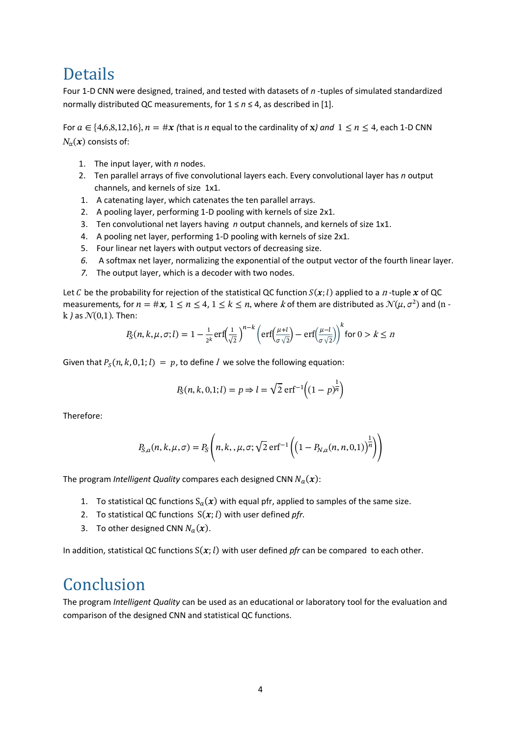# Details

Four 1-D CNN were designed, trained, and tested with datasets of $n$-tuples of simulated standardized normally distributed QC measurements, for $1 \leq n \leq 4$, as described in [1].

For $a \in \{4,6,8,12,16\}$, $n = \#\boldsymbol{x}$ (that is $n$ equal to the cardinality of $\mathbf{x}$) and $1 \leq n \leq 4$, each 1-D CNN $N_\alpha(\boldsymbol{x})$ consists of:

1. The input layer, with $n$ nodes.
2. Ten parallel arrays of five convolutional layers each. Every convolutional layer has $n$ output channels, and kernels of size 1x1.
1. A catenating layer, which catenates the ten parallel arrays.
2. A pooling layer, performing 1-D pooling with kernels of size 2x1.
3. Ten convolutional net layers having $n$ output channels, and kernels of size 1x1.
4. A pooling net layer, performing 1-D pooling with kernels of size 2x1.
5. Four linear net layers with output vectors of decreasing size.
6. A softmax net layer, normalizing the exponential of the output vector of the fourth linear layer.
7. The output layer, which is a decoder with two nodes.

Let $C$ be the probability for rejection of the statistical QC function $S(\boldsymbol{x};l)$ applied to a $n$-tuple $\boldsymbol{x}$ of QC measurements, for $n = \#\boldsymbol{x}$, $1 \leq n \leq 4$, $1 \leq k \leq n$, where $k$ of them are distributed as $\mathcal{N}(\mu, \sigma^2)$ and (n - k ) as $\mathcal{N}(0,1)$. Then:

$$P_S(n,k,\mu,\sigma;l) = 1 - \frac{1}{2^k}\operatorname{erf}\left(\frac{1}{\sqrt{2}}\right)^{n-k}\left(\operatorname{erf}\left(\frac{\mu+l}{\sigma\sqrt{2}}\right) - \operatorname{erf}\left(\frac{\mu-l}{\sigma\sqrt{2}}\right)\right)^k \text{ for } 0 > k \leq n$$

Given that $P_S(n,k,0,1;l) = p$, to define $l$ we solve the following equation:

$$P_S(n,k,0,1;l) = p \Rightarrow l = \sqrt{2}\operatorname{erf}^{-1}\left((1-p)^{\frac{1}{n}}\right)$$

Therefore:

$$P_{S,a}(n,k,\mu,\sigma) = P_S\left(n,k,,\mu,\sigma;\sqrt{2}\operatorname{erf}^{-1}\left(\left(1-P_{N,a}(n,n,0,1)\right)^{\frac{1}{n}}\right)\right)$$

The program *Intelligent Quality* compares each designed CNN $N_a(\boldsymbol{x})$:

1. To statistical QC functions $S_a(\boldsymbol{x})$ with equal pfr, applied to samples of the same size.
2. To statistical QC functions $S(\boldsymbol{x};l)$ with user defined *pfr*.
3. To other designed CNN $N_a(\boldsymbol{x})$.

In addition, statistical QC functions $S(\boldsymbol{x};l)$ with user defined *pfr* can be compared to each other.

# Conclusion

The program *Intelligent Quality* can be used as an educational or laboratory tool for the evaluation and comparison of the designed CNN and statistical QC functions.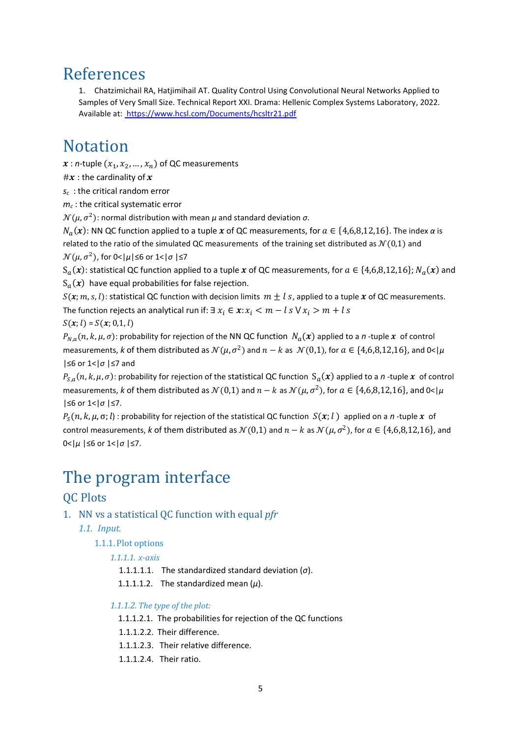# References

1. Chatzimichail RA, Hatjimihail AT. Quality Control Using Convolutional Neural Networks Applied to Samples of Very Small Size. Technical Report XXI. Drama: Hellenic Complex Systems Laboratory, 2022. Available at: https://www.hcsl.com/Documents/hcsltr21.pdf

# Notation

$\boldsymbol{x}$ : $n$-tuple $(x_1, x_2, \ldots, x_n)$ of QC measurements

$\#\boldsymbol{x}$ : the cardinality of $\boldsymbol{x}$

$s_c$ : the critical random error

$m_c$ : the critical systematic error

$\mathcal{N}(\mu, \sigma^2)$: normal distribution with mean $\mu$ and standard deviation $\sigma$.

$N_a(\boldsymbol{x})$: NN QC function applied to a tuple $\boldsymbol{x}$ of QC measurements, for $a \in \{4,6,8,12,16\}$. The index $\alpha$ is related to the ratio of the simulated QC measurements of the training set distributed as $\mathcal{N}(0,1)$ and $\mathcal{N}(\mu, \sigma^2)$, for $0<|\mu|\leq 6$ or $1<|\sigma|\leq 7$

$S_a(\boldsymbol{x})$: statistical QC function applied to a tuple $\boldsymbol{x}$ of QC measurements, for $a \in \{4,6,8,12,16\}$; $N_a(\boldsymbol{x})$ and $S_a(\boldsymbol{x})$ have equal probabilities for false rejection.

$S(\boldsymbol{x}; m, s, l)$: statistical QC function with decision limits $m \pm l\,s$, applied to a tuple $\boldsymbol{x}$ of QC measurements. The function rejects an analytical run if: $\exists\, x_i \in \boldsymbol{x}: x_i < m - l\,s \lor x_i > m + l\,s$

$S(\boldsymbol{x}; l) = S(\boldsymbol{x}; 0, 1, l)$

$P_{N,a}(n, k, \mu, \sigma)$: probability for rejection of the NN QC function $N_a(\boldsymbol{x})$ applied to a $n$-tuple $\boldsymbol{x}$ of control measurements, $k$ of them distributed as $\mathcal{N}(\mu, \sigma^2)$ and $n-k$ as $\mathcal{N}(0,1)$, for $a \in \{4,6,8,12,16\}$, and $0<|\mu|\leq 6$ or $1<|\sigma|\leq 7$ and

$P_{S,a}(n, k, \mu, \sigma)$: probability for rejection of the statistical QC function $S_a(\boldsymbol{x})$ applied to a $n$-tuple $\boldsymbol{x}$ of control measurements, $k$ of them distributed as $\mathcal{N}(0,1)$ and $n-k$ as $\mathcal{N}(\mu, \sigma^2)$, for $a \in \{4,6,8,12,16\}$, and $0<|\mu|\leq 6$ or $1<|\sigma|\leq 7$.

$P_S(n, k, \mu, \sigma; l)$ : probability for rejection of the statistical QC function $S(\boldsymbol{x}; l)$ applied on a $n$-tuple $\boldsymbol{x}$ of control measurements, $k$ of them distributed as $\mathcal{N}(0,1)$ and $n-k$ as $\mathcal{N}(\mu, \sigma^2)$, for $a \in \{4,6,8,12,16\}$, and $0<|\mu|\leq 6$ or $1<|\sigma|\leq 7$.

# The program interface

## QC Plots

### 1. NN vs a statistical QC function with equal *pfr*

#### *1.1. Input.*

##### 1.1.1. Plot options

###### *1.1.1.1. x-axis*

- 1.1.1.1.1. The standardized standard deviation ($\sigma$).
- 1.1.1.1.2. The standardized mean ($\mu$).

###### *1.1.1.2. The type of the plot:*

- 1.1.1.2.1. The probabilities for rejection of the QC functions
- 1.1.1.2.2. Their difference.
- 1.1.1.2.3. Their relative difference.
- 1.1.1.2.4. Their ratio.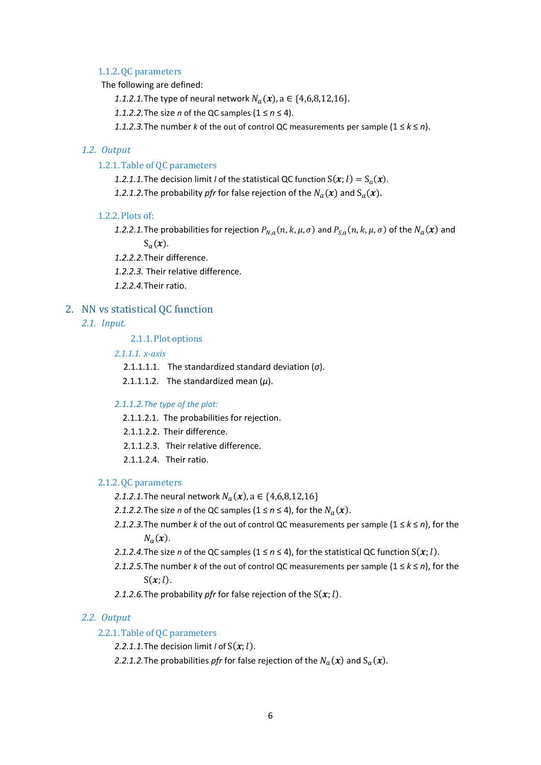### 1.1.2. QC parameters

The following are defined:

*1.1.2.1.* The type of neural network $N_a(\boldsymbol{x})$, a ∈ {4,6,8,12,16}.

*1.1.2.2.* The size *n* of the QC samples (1 ≤ *n* ≤ 4).

*1.1.2.3.* The number *k* of the out of control QC measurements per sample (1 ≤ *k* ≤ *n*).

## *1.2. Output*

### 1.2.1. Table of QC parameters

*1.2.1.1.* The decision limit *l* of the statistical QC function $\mathrm{S}(\boldsymbol{x}; l) = \mathrm{S}_a(\boldsymbol{x})$.

*1.2.1.2.* The probability *pfr* for false rejection of the $N_a(\boldsymbol{x})$ and $\mathrm{S}_a(\boldsymbol{x})$.

### 1.2.2. Plots of:

*1.2.2.1.* The probabilities for rejection $P_{N,a}(n, k, \mu, \sigma)$ and $P_{S,a}(n, k, \mu, \sigma)$ of the $N_a(\boldsymbol{x})$ and $\mathrm{S}_a(\boldsymbol{x})$.

*1.2.2.2.* Their difference.

*1.2.2.3.* Their relative difference.

*1.2.2.4.* Their ratio.

# 2. NN vs statistical QC function

## *2.1. Input.*

### 2.1.1. Plot options

#### *2.1.1.1. x-axis*

2.1.1.1.1. The standardized standard deviation ($\sigma$).

2.1.1.1.2. The standardized mean ($\mu$).

#### *2.1.1.2. The type of the plot:*

2.1.1.2.1. The probabilities for rejection.

2.1.1.2.2. Their difference.

2.1.1.2.3. Their relative difference.

2.1.1.2.4. Their ratio.

### 2.1.2. QC parameters

*2.1.2.1.* The neural network $N_a(\boldsymbol{x})$, a ∈ {4,6,8,12,16}

*2.1.2.2.* The size *n* of the QC samples (1 ≤ *n* ≤ 4), for the $N_a(\boldsymbol{x})$.

*2.1.2.3.* The number *k* of the out of control QC measurements per sample (1 ≤ *k* ≤ *n*), for the $N_a(\boldsymbol{x})$.

*2.1.2.4.* The size *n* of the QC samples (1 ≤ *n* ≤ 4), for the statistical QC function $\mathrm{S}(\boldsymbol{x}; l)$.

*2.1.2.5.* The number *k* of the out of control QC measurements per sample (1 ≤ *k* ≤ *n*), for the $\mathrm{S}(\boldsymbol{x}; l)$.

*2.1.2.6.* The probability *pfr* for false rejection of the $\mathrm{S}(\boldsymbol{x}; l)$.

## *2.2. Output*

### 2.2.1. Table of QC parameters

*2.2.1.1.* The decision limit *l* of $\mathrm{S}(\boldsymbol{x}; l)$.

*2.2.1.2.* The probabilities *pfr* for false rejection of the $N_a(\boldsymbol{x})$ and $\mathrm{S}_a(\boldsymbol{x})$.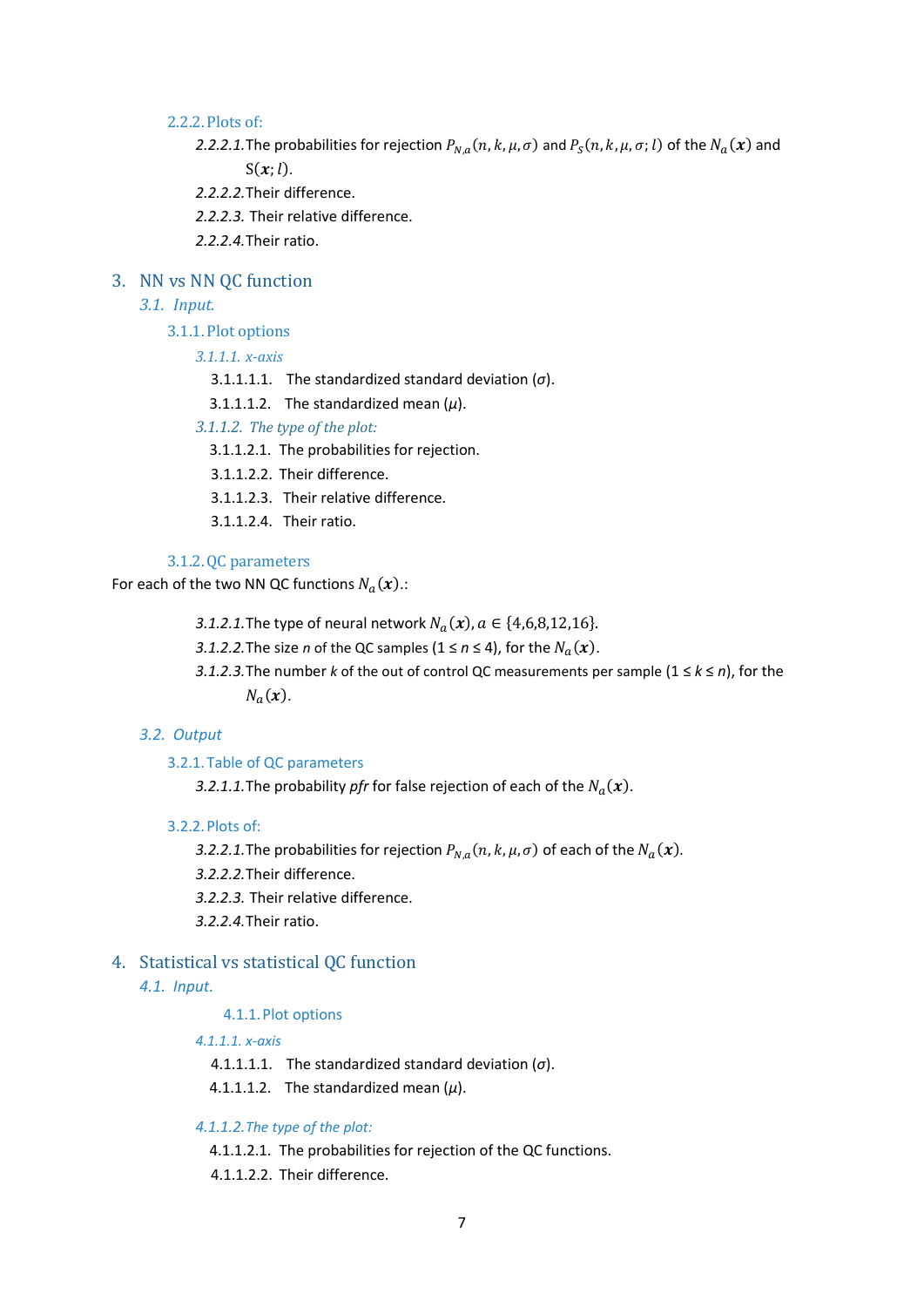#### 2.2.2. Plots of:

*2.2.2.1.* The probabilities for rejection $P_{N,a}(n,k,\mu,\sigma)$ and $P_S(n,k,\mu,\sigma;l)$ of the $N_a(\boldsymbol{x})$ and $S(\boldsymbol{x};l)$.

*2.2.2.2.* Their difference.

*2.2.2.3.* Their relative difference.

*2.2.2.4.* Their ratio.

# 3. NN vs NN QC function

## *3.1. Input.*

### 3.1.1. Plot options

#### *3.1.1.1. x-axis*

3.1.1.1.1. The standardized standard deviation ($\sigma$).

3.1.1.1.2. The standardized mean ($\mu$).

#### *3.1.1.2. The type of the plot:*

3.1.1.2.1. The probabilities for rejection.

3.1.1.2.2. Their difference.

3.1.1.2.3. Their relative difference.

3.1.1.2.4. Their ratio.

### 3.1.2. QC parameters

For each of the two NN QC functions $N_a(\boldsymbol{x})$.:

*3.1.2.1.* The type of neural network $N_a(\boldsymbol{x})$, $a \in \{4,6,8,12,16\}$.

*3.1.2.2.* The size *n* of the QC samples ($1 \le n \le 4$), for the $N_a(\boldsymbol{x})$.

*3.1.2.3.* The number *k* of the out of control QC measurements per sample ($1 \le k \le n$), for the $N_a(\boldsymbol{x})$.

## *3.2. Output*

### 3.2.1. Table of QC parameters

*3.2.1.1.* The probability *pfr* for false rejection of each of the $N_a(\boldsymbol{x})$.

### 3.2.2. Plots of:

*3.2.2.1.* The probabilities for rejection $P_{N,a}(n,k,\mu,\sigma)$ of each of the $N_a(\boldsymbol{x})$.

*3.2.2.2.* Their difference.

*3.2.2.3.* Their relative difference.

*3.2.2.4.* Their ratio.

# 4. Statistical vs statistical QC function

## *4.1. Input.*

### 4.1.1. Plot options

#### *4.1.1.1. x-axis*

4.1.1.1.1. The standardized standard deviation ($\sigma$).

4.1.1.1.2. The standardized mean ($\mu$).

#### *4.1.1.2. The type of the plot:*

4.1.1.2.1. The probabilities for rejection of the QC functions.

4.1.1.2.2. Their difference.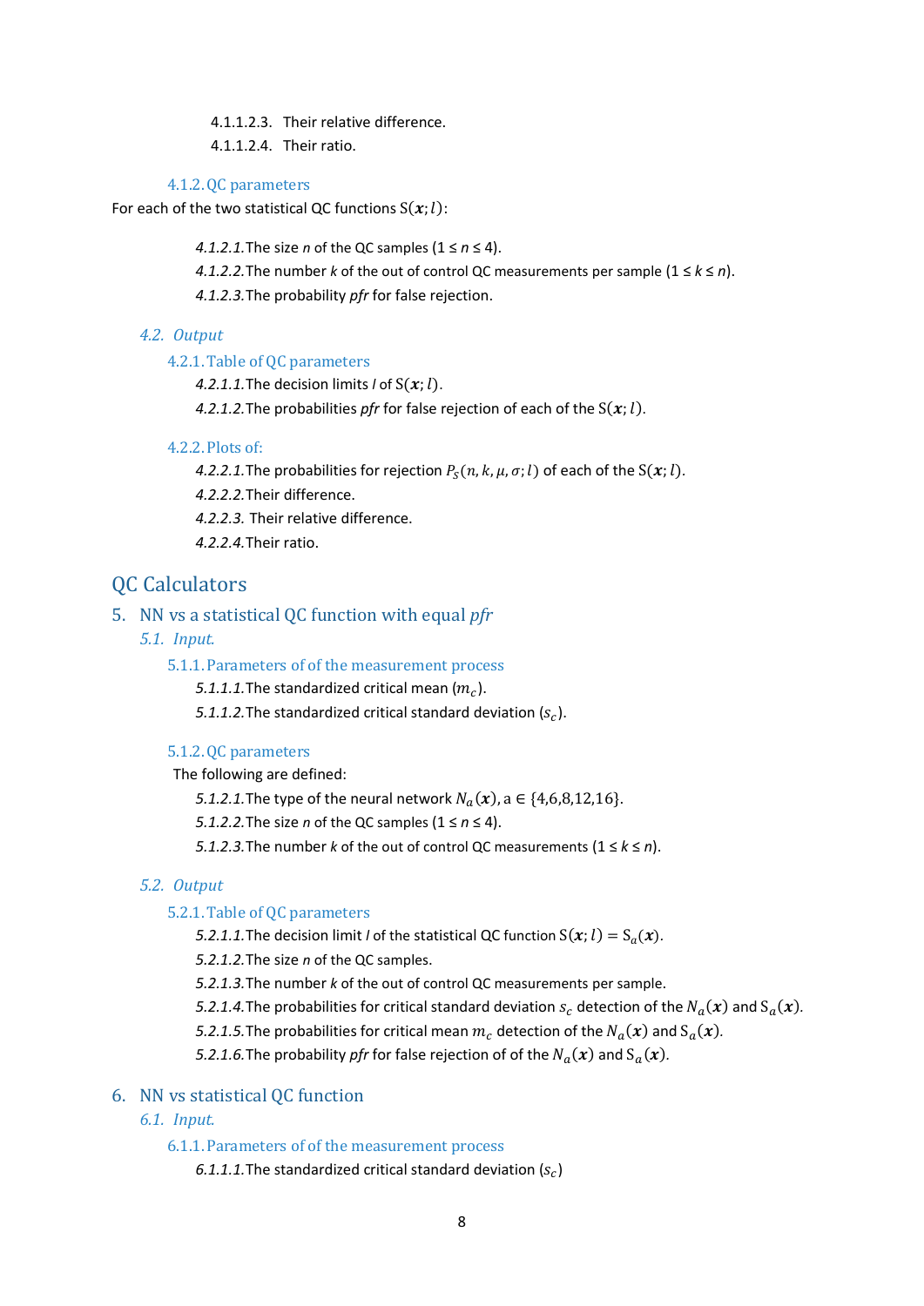4.1.1.2.3. Their relative difference.

4.1.1.2.4. Their ratio.

### 4.1.2. QC parameters

For each of the two statistical QC functions $S(\boldsymbol{x}; l)$:

*4.1.2.1.* The size *n* of the QC samples (1 ≤ *n* ≤ 4).

*4.1.2.2.* The number *k* of the out of control QC measurements per sample (1 ≤ *k* ≤ *n*).

*4.1.2.3.* The probability *pfr* for false rejection.

## 4.2. Output

### 4.2.1. Table of QC parameters

*4.2.1.1.* The decision limits *l* of $S(\boldsymbol{x}; l)$.

*4.2.1.2.* The probabilities *pfr* for false rejection of each of the $S(\boldsymbol{x}; l)$.

### 4.2.2. Plots of:

*4.2.2.1.* The probabilities for rejection $P_S(n, k, \mu, \sigma; l)$ of each of the $S(\boldsymbol{x}; l)$.

*4.2.2.2.* Their difference.

*4.2.2.3.* Their relative difference.

*4.2.2.4.* Their ratio.

# QC Calculators

# 5. NN vs a statistical QC function with equal *pfr*

## 5.1. Input.

### 5.1.1. Parameters of of the measurement process

*5.1.1.1.* The standardized critical mean ($m_c$).

*5.1.1.2.* The standardized critical standard deviation ($s_c$).

### 5.1.2. QC parameters

The following are defined:

*5.1.2.1.* The type of the neural network $N_a(\boldsymbol{x})$, a ∈ {4,6,8,12,16}.

*5.1.2.2.* The size *n* of the QC samples (1 ≤ *n* ≤ 4).

*5.1.2.3.* The number *k* of the out of control QC measurements (1 ≤ *k* ≤ *n*).

## 5.2. Output

### 5.2.1. Table of QC parameters

*5.2.1.1.* The decision limit *l* of the statistical QC function $S(\boldsymbol{x}; l) = S_a(\boldsymbol{x})$.

*5.2.1.2.* The size *n* of the QC samples.

*5.2.1.3.* The number *k* of the out of control QC measurements per sample.

*5.2.1.4.* The probabilities for critical standard deviation $s_c$ detection of the $N_a(\boldsymbol{x})$ and $S_a(\boldsymbol{x})$.

*5.2.1.5.* The probabilities for critical mean $m_c$ detection of the $N_a(\boldsymbol{x})$ and $S_a(\boldsymbol{x})$.

*5.2.1.6.* The probability *pfr* for false rejection of of the $N_a(\boldsymbol{x})$ and $S_a(\boldsymbol{x})$.

# 6. NN vs statistical QC function

## 6.1. Input.

### 6.1.1. Parameters of of the measurement process

*6.1.1.1.* The standardized critical standard deviation ($s_c$)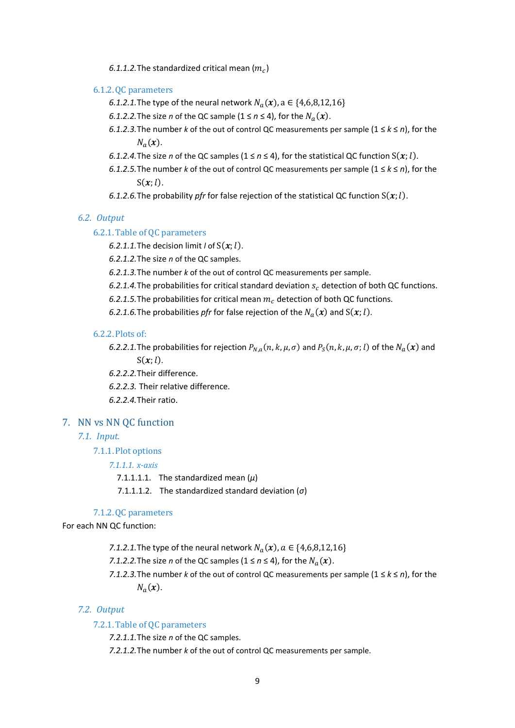*6.1.1.2.* The standardized critical mean ($m_c$)

### 6.1.2. QC parameters

*6.1.2.1.* The type of the neural network $N_a(\boldsymbol{x})$, a ∈ {4,6,8,12,16}

*6.1.2.2.* The size *n* of the QC sample (1 ≤ *n* ≤ 4), for the $N_a(\boldsymbol{x})$.

*6.1.2.3.* The number *k* of the out of control QC measurements per sample (1 ≤ *k* ≤ *n*), for the $N_a(\boldsymbol{x})$.

*6.1.2.4.* The size *n* of the QC samples (1 ≤ *n* ≤ 4), for the statistical QC function $\mathrm{S}(\boldsymbol{x}; l)$.

*6.1.2.5.* The number *k* of the out of control QC measurements per sample (1 ≤ *k* ≤ *n*), for the $\mathrm{S}(\boldsymbol{x}; l)$.

*6.1.2.6.* The probability *pfr* for false rejection of the statistical QC function $\mathrm{S}(\boldsymbol{x}; l)$.

## *6.2. Output*

### 6.2.1. Table of QC parameters

*6.2.1.1.* The decision limit *l* of $\mathrm{S}(\boldsymbol{x}; l)$.

*6.2.1.2.* The size *n* of the QC samples.

*6.2.1.3.* The number *k* of the out of control QC measurements per sample.

*6.2.1.4.* The probabilities for critical standard deviation $s_c$ detection of both QC functions.

*6.2.1.5.* The probabilities for critical mean $m_c$ detection of both QC functions.

*6.2.1.6.* The probabilities *pfr* for false rejection of the $N_a(\boldsymbol{x})$ and $\mathrm{S}(\boldsymbol{x}; l)$.

### 6.2.2. Plots of:

*6.2.2.1.* The probabilities for rejection $P_{N,a}(n,k,\mu,\sigma)$ and $P_S(n,k,\mu,\sigma;l)$ of the $N_a(\boldsymbol{x})$ and $\mathrm{S}(\boldsymbol{x}; l)$.

*6.2.2.2.* Their difference.

*6.2.2.3.* Their relative difference.

*6.2.2.4.* Their ratio.

# 7. NN vs NN QC function

## *7.1. Input.*

### 7.1.1. Plot options

#### *7.1.1.1. x-axis*

7.1.1.1.1. The standardized mean ($\mu$)

7.1.1.1.2. The standardized standard deviation ($\sigma$)

### 7.1.2. QC parameters

For each NN QC function:

*7.1.2.1.* The type of the neural network $N_a(\boldsymbol{x})$, $a \in \{4,6,8,12,16\}$

*7.1.2.2.* The size *n* of the QC samples (1 ≤ *n* ≤ 4), for the $N_a(\boldsymbol{x})$.

*7.1.2.3.* The number *k* of the out of control QC measurements per sample (1 ≤ *k* ≤ *n*), for the $N_a(\boldsymbol{x})$.

## *7.2. Output*

### 7.2.1. Table of QC parameters

*7.2.1.1.* The size *n* of the QC samples.

*7.2.1.2.* The number *k* of the out of control QC measurements per sample.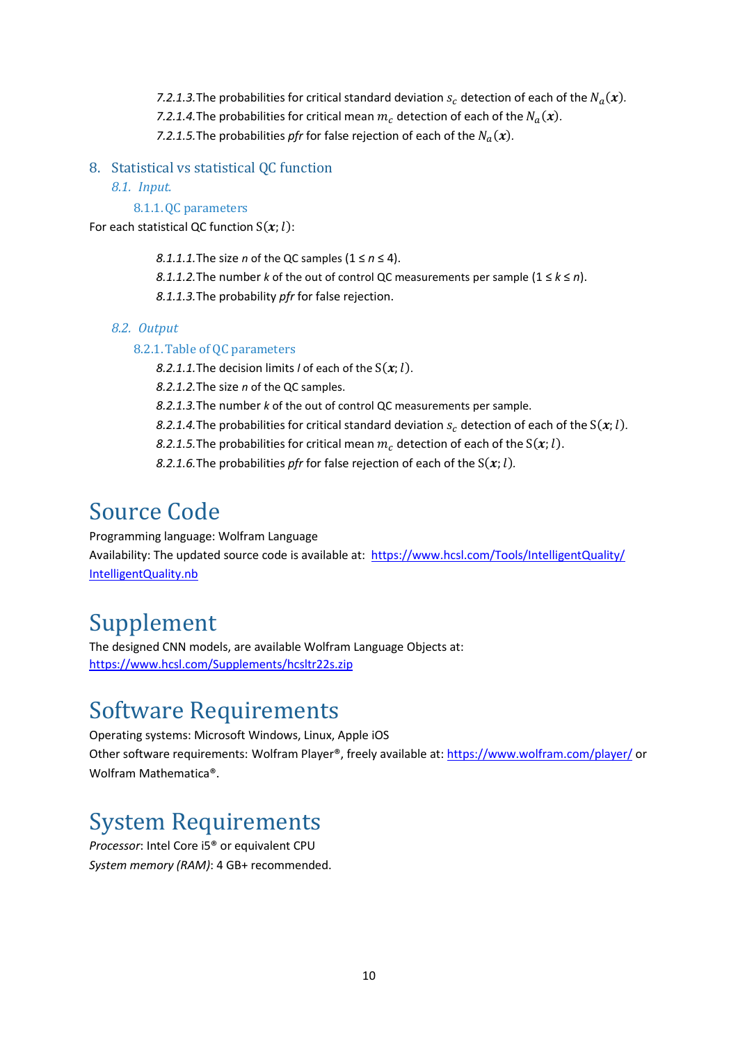*7.2.1.3.* The probabilities for critical standard deviation $s_c$ detection of each of the $N_a(\boldsymbol{x})$.

*7.2.1.4.* The probabilities for critical mean $m_c$ detection of each of the $N_a(\boldsymbol{x})$.

*7.2.1.5.* The probabilities *pfr* for false rejection of each of the $N_a(\boldsymbol{x})$.

## 8. Statistical vs statistical QC function

### *8.1. Input.*

#### 8.1.1. QC parameters

For each statistical QC function $\mathrm{S}(\boldsymbol{x}; l)$:

*8.1.1.1.* The size *n* of the QC samples (1 ≤ *n* ≤ 4).

*8.1.1.2.* The number *k* of the out of control QC measurements per sample (1 ≤ *k* ≤ *n*).

*8.1.1.3.* The probability *pfr* for false rejection.

### *8.2. Output*

#### 8.2.1. Table of QC parameters

*8.2.1.1.* The decision limits *l* of each of the $\mathrm{S}(\boldsymbol{x}; l)$.

*8.2.1.2.* The size *n* of the QC samples.

*8.2.1.3.* The number *k* of the out of control QC measurements per sample.

*8.2.1.4.* The probabilities for critical standard deviation $s_c$ detection of each of the $\mathrm{S}(\boldsymbol{x}; l)$.

*8.2.1.5.* The probabilities for critical mean $m_c$ detection of each of the $\mathrm{S}(\boldsymbol{x}; l)$.

*8.2.1.6.* The probabilities *pfr* for false rejection of each of the $\mathrm{S}(\boldsymbol{x}; l)$.

# Source Code

Programming language: Wolfram Language

Availability: The updated source code is available at: https://www.hcsl.com/Tools/IntelligentQuality/IntelligentQuality.nb

# Supplement

The designed CNN models, are available Wolfram Language Objects at:
https://www.hcsl.com/Supplements/hcsltr22s.zip

# Software Requirements

Operating systems: Microsoft Windows, Linux, Apple iOS

Other software requirements: Wolfram Player®, freely available at: https://www.wolfram.com/player/ or Wolfram Mathematica®.

# System Requirements

*Processor*: Intel Core i5® or equivalent CPU

*System memory (RAM)*: 4 GB+ recommended.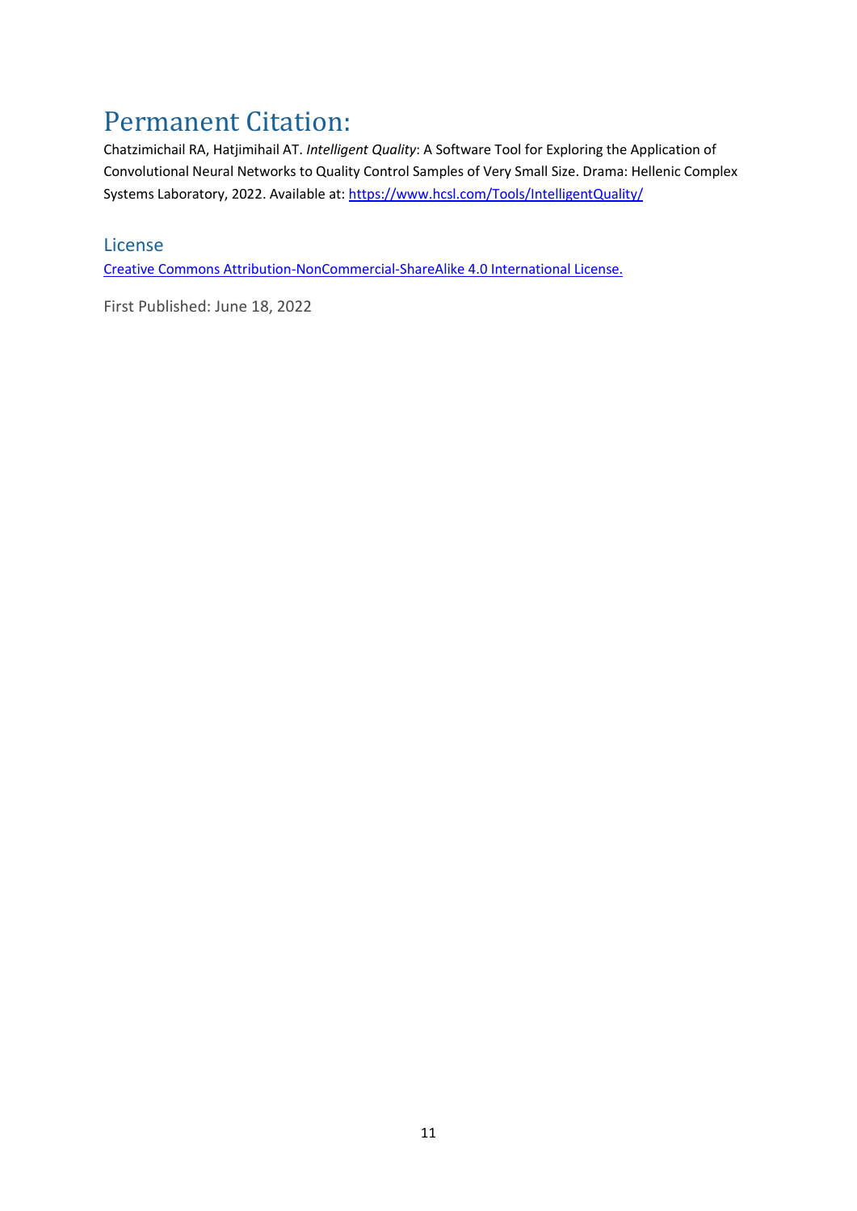# Permanent Citation:

Chatzimichail RA, Hatjimihail AT. *Intelligent Quality*: A Software Tool for Exploring the Application of Convolutional Neural Networks to Quality Control Samples of Very Small Size. Drama: Hellenic Complex Systems Laboratory, 2022. Available at: https://www.hcsl.com/Tools/IntelligentQuality/

## License

Creative Commons Attribution-NonCommercial-ShareAlike 4.0 International License.

First Published: June 18, 2022